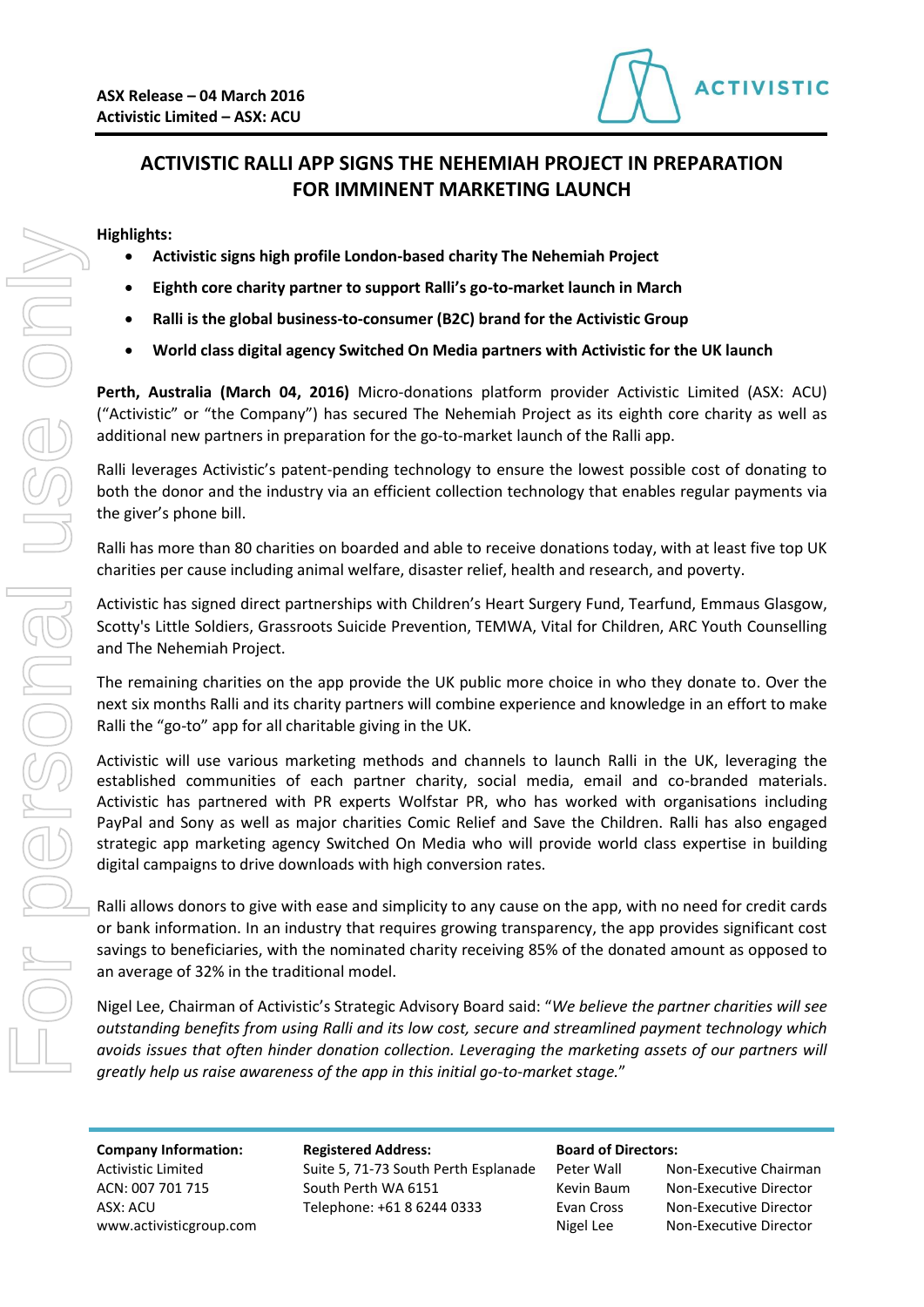**ASX Release – 04 March 2016**
**Activistic Limited – ASX: ACU**

# ACTIVISTIC RALLI APP SIGNS THE NEHEMIAH PROJECT IN PREPARATION FOR IMMINENT MARKETING LAUNCH

**Highlights:**

- **Activistic signs high profile London-based charity The Nehemiah Project**
- **Eighth core charity partner to support Ralli's go-to-market launch in March**
- **Ralli is the global business-to-consumer (B2C) brand for the Activistic Group**
- **World class digital agency Switched On Media partners with Activistic for the UK launch**

**Perth, Australia (March 04, 2016)** Micro-donations platform provider Activistic Limited (ASX: ACU) ("Activistic" or "the Company") has secured The Nehemiah Project as its eighth core charity as well as additional new partners in preparation for the go-to-market launch of the Ralli app.

Ralli leverages Activistic's patent-pending technology to ensure the lowest possible cost of donating to both the donor and the industry via an efficient collection technology that enables regular payments via the giver's phone bill.

Ralli has more than 80 charities on boarded and able to receive donations today, with at least five top UK charities per cause including animal welfare, disaster relief, health and research, and poverty.

Activistic has signed direct partnerships with Children's Heart Surgery Fund, Tearfund, Emmaus Glasgow, Scotty's Little Soldiers, Grassroots Suicide Prevention, TEMWA, Vital for Children, ARC Youth Counselling and The Nehemiah Project.

The remaining charities on the app provide the UK public more choice in who they donate to. Over the next six months Ralli and its charity partners will combine experience and knowledge in an effort to make Ralli the "go-to" app for all charitable giving in the UK.

Activistic will use various marketing methods and channels to launch Ralli in the UK, leveraging the established communities of each partner charity, social media, email and co-branded materials. Activistic has partnered with PR experts Wolfstar PR, who has worked with organisations including PayPal and Sony as well as major charities Comic Relief and Save the Children. Ralli has also engaged strategic app marketing agency Switched On Media who will provide world class expertise in building digital campaigns to drive downloads with high conversion rates.

Ralli allows donors to give with ease and simplicity to any cause on the app, with no need for credit cards or bank information. In an industry that requires growing transparency, the app provides significant cost savings to beneficiaries, with the nominated charity receiving 85% of the donated amount as opposed to an average of 32% in the traditional model.

Nigel Lee, Chairman of Activistic's Strategic Advisory Board said: "*We believe the partner charities will see outstanding benefits from using Ralli and its low cost, secure and streamlined payment technology which avoids issues that often hinder donation collection. Leveraging the marketing assets of our partners will greatly help us raise awareness of the app in this initial go-to-market stage.*"

**Company Information:**
Activistic Limited
ACN: 007 701 715
ASX: ACU
www.activisticgroup.com

**Registered Address:**
Suite 5, 71-73 South Perth Esplanade
South Perth WA 6151
Telephone: +61 8 6244 0333

**Board of Directors:**

| | |
|---|---|
| Peter Wall | Non-Executive Chairman |
| Kevin Baum | Non-Executive Director |
| Evan Cross | Non-Executive Director |
| Nigel Lee | Non-Executive Director |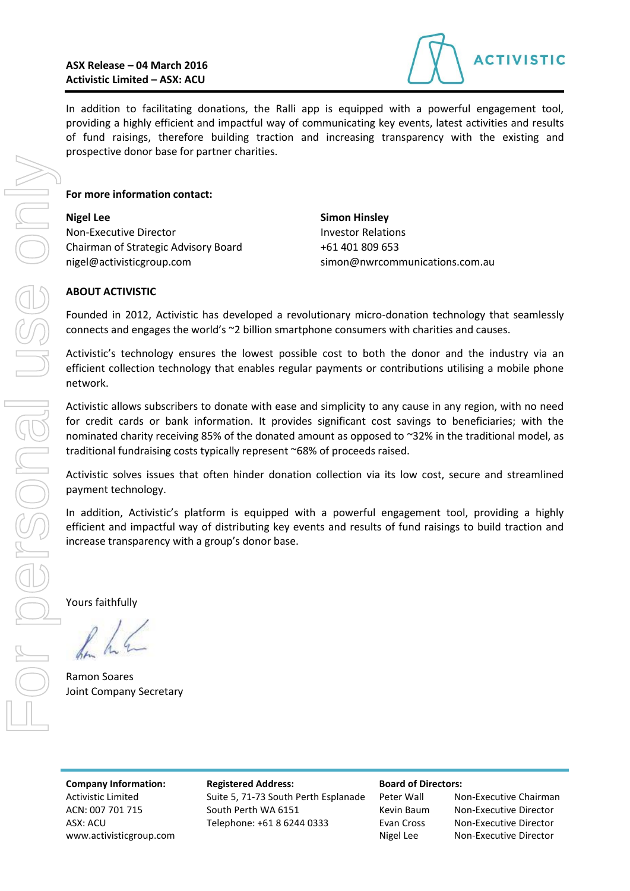In addition to facilitating donations, the Ralli app is equipped with a powerful engagement tool, providing a highly efficient and impactful way of communicating key events, latest activities and results of fund raisings, therefore building traction and increasing transparency with the existing and prospective donor base for partner charities.

**For more information contact:**

**Nigel Lee**
Non-Executive Director
Chairman of Strategic Advisory Board
nigel@activisticgroup.com

**Simon Hinsley**
Investor Relations
+61 401 809 653
simon@nwrcommunications.com.au

**ABOUT ACTIVISTIC**

Founded in 2012, Activistic has developed a revolutionary micro-donation technology that seamlessly connects and engages the world's ~2 billion smartphone consumers with charities and causes.

Activistic's technology ensures the lowest possible cost to both the donor and the industry via an efficient collection technology that enables regular payments or contributions utilising a mobile phone network.

Activistic allows subscribers to donate with ease and simplicity to any cause in any region, with no need for credit cards or bank information. It provides significant cost savings to beneficiaries; with the nominated charity receiving 85% of the donated amount as opposed to ~32% in the traditional model, as traditional fundraising costs typically represent ~68% of proceeds raised.

Activistic solves issues that often hinder donation collection via its low cost, secure and streamlined payment technology.

In addition, Activistic's platform is equipped with a powerful engagement tool, providing a highly efficient and impactful way of distributing key events and results of fund raisings to build traction and increase transparency with a group's donor base.

Yours faithfully

Ramon Soares
Joint Company Secretary

**Company Information:**
Activistic Limited
ACN: 007 701 715
ASX: ACU
www.activisticgroup.com

**Registered Address:**
Suite 5, 71-73 South Perth Esplanade
South Perth WA 6151
Telephone: +61 8 6244 0333

**Board of Directors:**

| | |
|---|---|
| Peter Wall | Non-Executive Chairman |
| Kevin Baum | Non-Executive Director |
| Evan Cross | Non-Executive Director |
| Nigel Lee | Non-Executive Director |